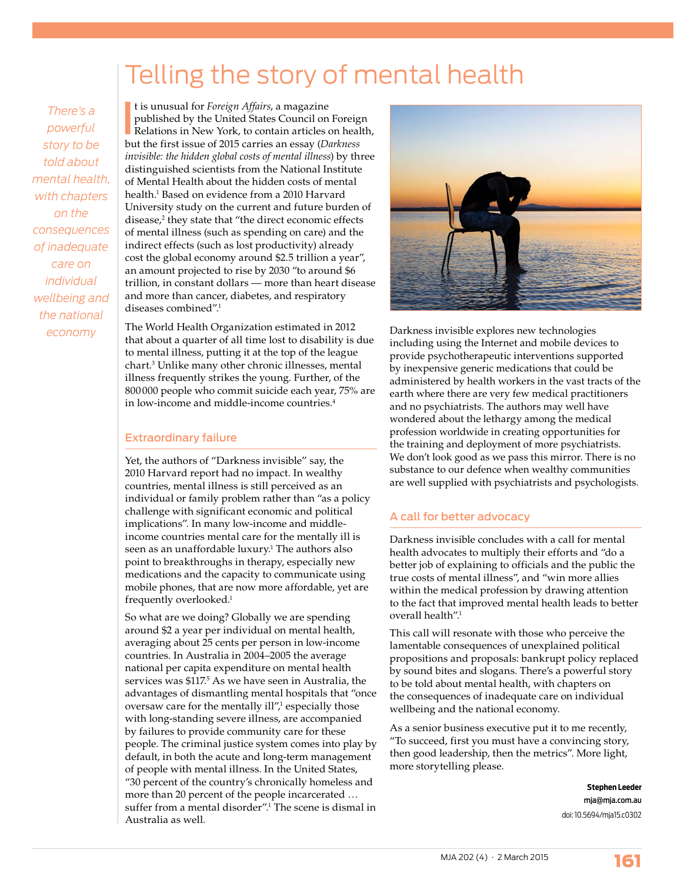# Telling the story of mental health

*There's a powerful story to be told about mental health, with chapters on the consequences of inadequate care on individual wellbeing and the national economy*

It is unusual for *Foreign Affairs*, a magazine published by the United States Council on Foreign Relations in New York, to contain articles on health, but the first issue of 2015 carries an essay (*Darkness invisible: the hidden global costs of mental illness*) by three distinguished scientists from the National Institute of Mental Health about the hidden costs of mental health.[1] Based on evidence from a 2010 Harvard University study on the current and future burden of disease,[2] they state that "the direct economic effects of mental illness (such as spending on care) and the indirect effects (such as lost productivity) already cost the global economy around $2.5 trillion a year", an amount projected to rise by 2030 "to around $6 trillion, in constant dollars — more than heart disease and more than cancer, diabetes, and respiratory diseases combined".[1]

The World Health Organization estimated in 2012 that about a quarter of all time lost to disability is due to mental illness, putting it at the top of the league chart.[3] Unlike many other chronic illnesses, mental illness frequently strikes the young. Further, of the 800 000 people who commit suicide each year, 75% are in low-income and middle-income countries.[4]

## Extraordinary failure

Yet, the authors of "Darkness invisible" say, the 2010 Harvard report had no impact. In wealthy countries, mental illness is still perceived as an individual or family problem rather than "as a policy challenge with significant economic and political implications". In many low-income and middle-income countries mental care for the mentally ill is seen as an unaffordable luxury.[1] The authors also point to breakthroughs in therapy, especially new medications and the capacity to communicate using mobile phones, that are now more affordable, yet are frequently overlooked.[1]

So what are we doing? Globally we are spending around $2 a year per individual on mental health, averaging about 25 cents per person in low-income countries. In Australia in 2004–2005 the average national per capita expenditure on mental health services was $117.[5] As we have seen in Australia, the advantages of dismantling mental hospitals that "once oversaw care for the mentally ill",[1] especially those with long-standing severe illness, are accompanied by failures to provide community care for these people. The criminal justice system comes into play by default, in both the acute and long-term management of people with mental illness. In the United States, "30 percent of the country's chronically homeless and more than 20 percent of the people incarcerated … suffer from a mental disorder".[1] The scene is dismal in Australia as well.

Darkness invisible explores new technologies including using the Internet and mobile devices to provide psychotherapeutic interventions supported by inexpensive generic medications that could be administered by health workers in the vast tracts of the earth where there are very few medical practitioners and no psychiatrists. The authors may well have wondered about the lethargy among the medical profession worldwide in creating opportunities for the training and deployment of more psychiatrists. We don't look good as we pass this mirror. There is no substance to our defence when wealthy communities are well supplied with psychiatrists and psychologists.

## A call for better advocacy

Darkness invisible concludes with a call for mental health advocates to multiply their efforts and "do a better job of explaining to officials and the public the true costs of mental illness", and "win more allies within the medical profession by drawing attention to the fact that improved mental health leads to better overall health".[1]

This call will resonate with those who perceive the lamentable consequences of unexplained political propositions and proposals: bankrupt policy replaced by sound bites and slogans. There's a powerful story to be told about mental health, with chapters on the consequences of inadequate care on individual wellbeing and the national economy.

As a senior business executive put it to me recently, "To succeed, first you must have a convincing story, then good leadership, then the metrics". More light, more storytelling please.

**Stephen Leeder**
mja@mja.com.au
doi: 10.5694/mja15.c0302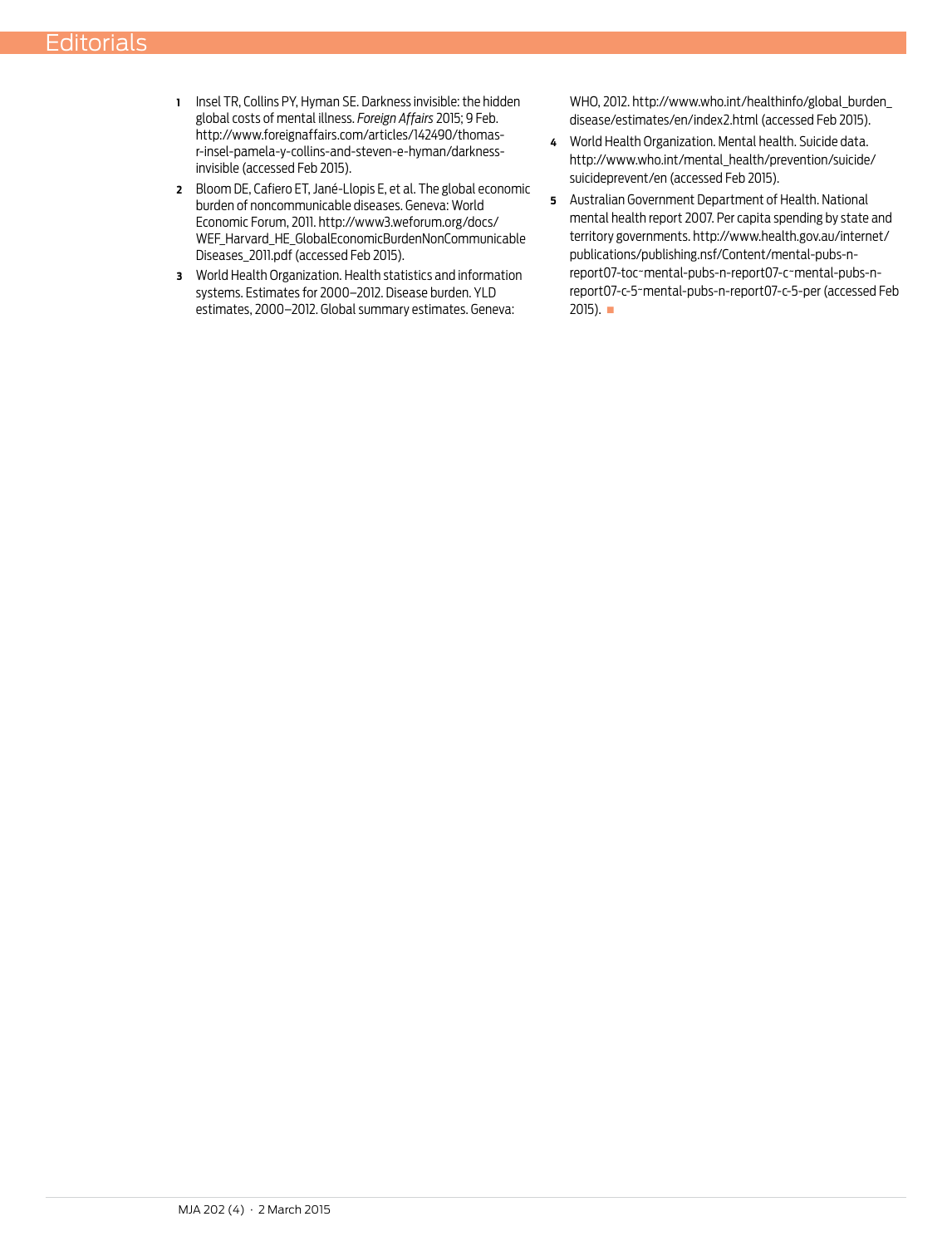1. Insel TR, Collins PY, Hyman SE. Darkness invisible: the hidden global costs of mental illness. *Foreign Affairs* 2015; 9 Feb. http://www.foreignaffairs.com/articles/142490/thomas-r-insel-pamela-y-collins-and-steven-e-hyman/darkness-invisible (accessed Feb 2015).
2. Bloom DE, Cafiero ET, Jané-Llopis E, et al. The global economic burden of noncommunicable diseases. Geneva: World Economic Forum, 2011. http://www3.weforum.org/docs/WEF_Harvard_HE_GlobalEconomicBurdenNonCommunicableDiseases_2011.pdf (accessed Feb 2015).
3. World Health Organization. Health statistics and information systems. Estimates for 2000–2012. Disease burden. YLD estimates, 2000–2012. Global summary estimates. Geneva: WHO, 2012. http://www.who.int/healthinfo/global_burden_disease/estimates/en/index2.html (accessed Feb 2015).
4. World Health Organization. Mental health. Suicide data. http://www.who.int/mental_health/prevention/suicide/suicideprevent/en (accessed Feb 2015).
5. Australian Government Department of Health. National mental health report 2007. Per capita spending by state and territory governments. http://www.health.gov.au/internet/publications/publishing.nsf/Content/mental-pubs-n-report07-toc~mental-pubs-n-report07-c~mental-pubs-n-report07-c-5~mental-pubs-n-report07-c-5-per (accessed Feb 2015). ■